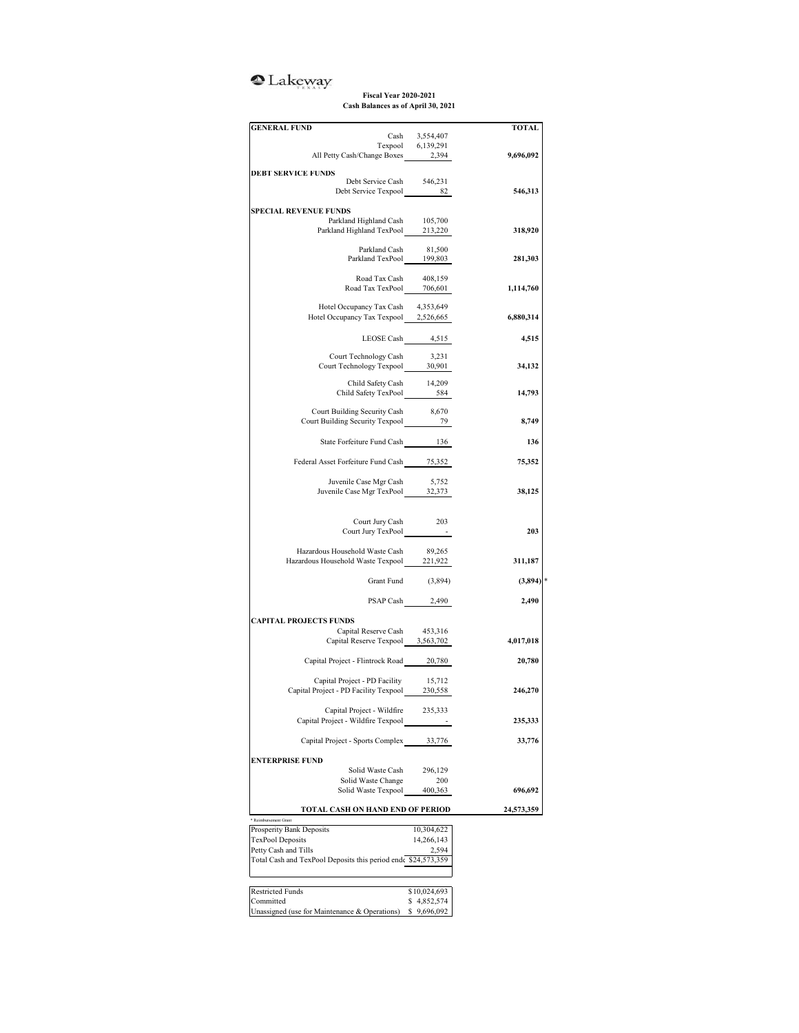Lakeway

**Fiscal Year 2020-2021**
**Cash Balances as of April 30, 2021**

| | | TOTAL |
|---|---|---|
| **GENERAL FUND** | | |
| Cash | 3,554,407 | |
| Texpool | 6,139,291 | |
| All Petty Cash/Change Boxes | 2,394 | **9,696,092** |
| **DEBT SERVICE FUNDS** | | |
| Debt Service Cash | 546,231 | |
| Debt Service Texpool | 82 | **546,313** |
| **SPECIAL REVENUE FUNDS** | | |
| Parkland Highland Cash | 105,700 | |
| Parkland Highland TexPool | 213,220 | **318,920** |
| Parkland Cash | 81,500 | |
| Parkland TexPool | 199,803 | **281,303** |
| Road Tax Cash | 408,159 | |
| Road Tax TexPool | 706,601 | **1,114,760** |
| Hotel Occupancy Tax Cash | 4,353,649 | |
| Hotel Occupancy Tax Texpool | 2,526,665 | **6,880,314** |
| LEOSE Cash | 4,515 | **4,515** |
| Court Technology Cash | 3,231 | |
| Court Technology Texpool | 30,901 | **34,132** |
| Child Safety Cash | 14,209 | |
| Child Safety TexPool | 584 | **14,793** |
| Court Building Security Cash | 8,670 | |
| Court Building Security Texpool | 79 | **8,749** |
| State Forfeiture Fund Cash | 136 | **136** |
| Federal Asset Forfeiture Fund Cash | 75,352 | **75,352** |
| Juvenile Case Mgr Cash | 5,752 | |
| Juvenile Case Mgr TexPool | 32,373 | **38,125** |
| Court Jury Cash | 203 | |
| Court Jury TexPool | - | **203** |
| Hazardous Household Waste Cash | 89,265 | |
| Hazardous Household Waste Texpool | 221,922 | **311,187** |
| Grant Fund | (3,894) | **(3,894)** * |
| PSAP Cash | 2,490 | **2,490** |
| **CAPITAL PROJECTS FUNDS** | | |
| Capital Reserve Cash | 453,316 | |
| Capital Reserve Texpool | 3,563,702 | **4,017,018** |
| Capital Project - Flintrock Road | 20,780 | **20,780** |
| Capital Project - PD Facility | 15,712 | |
| Capital Project - PD Facility Texpool | 230,558 | **246,270** |
| Capital Project - Wildfire | 235,333 | |
| Capital Project - Wildfire Texpool | - | **235,333** |
| Capital Project - Sports Complex | 33,776 | **33,776** |
| **ENTERPRISE FUND** | | |
| Solid Waste Cash | 296,129 | |
| Solid Waste Change | 200 | |
| Solid Waste Texpool | 400,363 | **696,692** |
| **TOTAL CASH ON HAND END OF PERIOD** | | **24,573,359** |

* Reimbursement Grant

| | |
|---|---|
| Prosperity Bank Deposits | 10,304,622 |
| TexPool Deposits | 14,266,143 |
| Petty Cash and Tills | 2,594 |
| Total Cash and TexPool Deposits this period end | $24,573,359 |

| | |
|---|---|
| Restricted Funds | $10,024,693 |
| Committed | $ 4,852,574 |
| Unassigned (use for Maintenance & Operations) | $ 9,696,092 |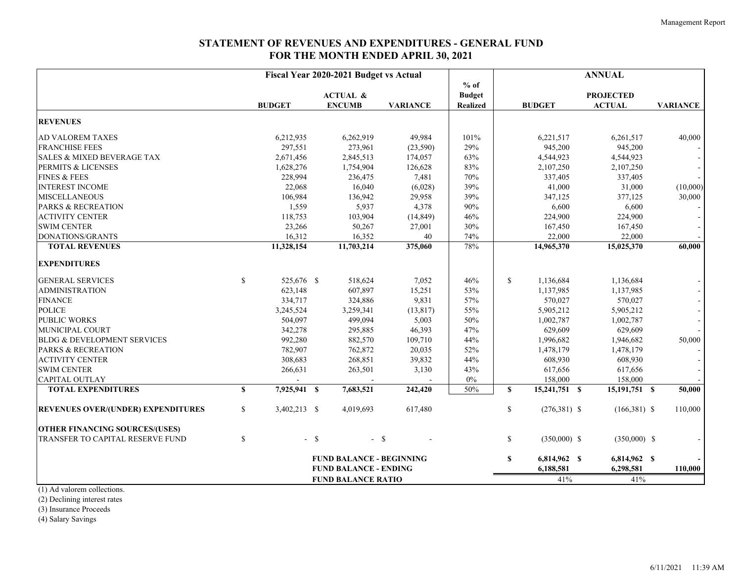# STATEMENT OF REVENUES AND EXPENDITURES - GENERAL FUND
## FOR THE MONTH ENDED APRIL 30, 2021

| | Fiscal Year 2020-2021 Budget vs Actual | | | | ANNUAL | | |
|---|---|---|---|---|---|---|---|
| | BUDGET | ACTUAL & ENCUMB | VARIANCE | % of Budget Realized | BUDGET | PROJECTED ACTUAL | VARIANCE |
| **REVENUES** | | | | | | | |
| AD VALOREM TAXES | 6,212,935 | 6,262,919 | 49,984 | 101% | 6,221,517 | 6,261,517 | 40,000 |
| FRANCHISE FEES | 297,551 | 273,961 | (23,590) | 29% | 945,200 | 945,200 | - |
| SALES & MIXED BEVERAGE TAX | 2,671,456 | 2,845,513 | 174,057 | 63% | 4,544,923 | 4,544,923 | - |
| PERMITS & LICENSES | 1,628,276 | 1,754,904 | 126,628 | 83% | 2,107,250 | 2,107,250 | - |
| FINES & FEES | 228,994 | 236,475 | 7,481 | 70% | 337,405 | 337,405 | - |
| INTEREST INCOME | 22,068 | 16,040 | (6,028) | 39% | 41,000 | 31,000 | (10,000) |
| MISCELLANEOUS | 106,984 | 136,942 | 29,958 | 39% | 347,125 | 377,125 | 30,000 |
| PARKS & RECREATION | 1,559 | 5,937 | 4,378 | 90% | 6,600 | 6,600 | - |
| ACTIVITY CENTER | 118,753 | 103,904 | (14,849) | 46% | 224,900 | 224,900 | - |
| SWIM CENTER | 23,266 | 50,267 | 27,001 | 30% | 167,450 | 167,450 | - |
| DONATIONS/GRANTS | 16,312 | 16,352 | 40 | 74% | 22,000 | 22,000 | - |
| **TOTAL REVENUES** | **11,328,154** | **11,703,214** | **375,060** | 78% | **14,965,370** | **15,025,370** | **60,000** |
| **EXPENDITURES** | | | | | | | |
| GENERAL SERVICES | $ 525,676 | $ 518,624 | 7,052 | 46% | $ 1,136,684 | 1,136,684 | - |
| ADMINISTRATION | 623,148 | 607,897 | 15,251 | 53% | 1,137,985 | 1,137,985 | - |
| FINANCE | 334,717 | 324,886 | 9,831 | 57% | 570,027 | 570,027 | - |
| POLICE | 3,245,524 | 3,259,341 | (13,817) | 55% | 5,905,212 | 5,905,212 | - |
| PUBLIC WORKS | 504,097 | 499,094 | 5,003 | 50% | 1,002,787 | 1,002,787 | - |
| MUNICIPAL COURT | 342,278 | 295,885 | 46,393 | 47% | 629,609 | 629,609 | - |
| BLDG & DEVELOPMENT SERVICES | 992,280 | 882,570 | 109,710 | 44% | 1,996,682 | 1,946,682 | 50,000 |
| PARKS & RECREATION | 782,907 | 762,872 | 20,035 | 52% | 1,478,179 | 1,478,179 | - |
| ACTIVITY CENTER | 308,683 | 268,851 | 39,832 | 44% | 608,930 | 608,930 | - |
| SWIM CENTER | 266,631 | 263,501 | 3,130 | 43% | 617,656 | 617,656 | - |
| CAPITAL OUTLAY | - | - | - | 0% | 158,000 | 158,000 | - |
| **TOTAL EXPENDITURES** | **$ 7,925,941** | **$ 7,683,521** | **242,420** | 50% | **$ 15,241,751** | **$ 15,191,751** | **$ 50,000** |
| **REVENUES OVER/(UNDER) EXPENDITURES** | $ 3,402,213 | $ 4,019,693 | 617,480 | | $ (276,381) | $ (166,381) | $ 110,000 |
| **OTHER FINANCING SOURCES/(USES)** | | | | | | | |
| TRANSFER TO CAPITAL RESERVE FUND | $ - | $ - | $ - | | $ (350,000) | $ (350,000) | $ - |
| | | **FUND BALANCE - BEGINNING** | | | **$ 6,814,962** | **$ 6,814,962** | **$ -** |
| | | **FUND BALANCE - ENDING** | | | **6,188,581** | **6,298,581** | **110,000** |
| | | **FUND BALANCE RATIO** | | | 41% | 41% | |

(1) Ad valorem collections.

(2) Declining interest rates

(3) Insurance Proceeds

(4) Salary Savings